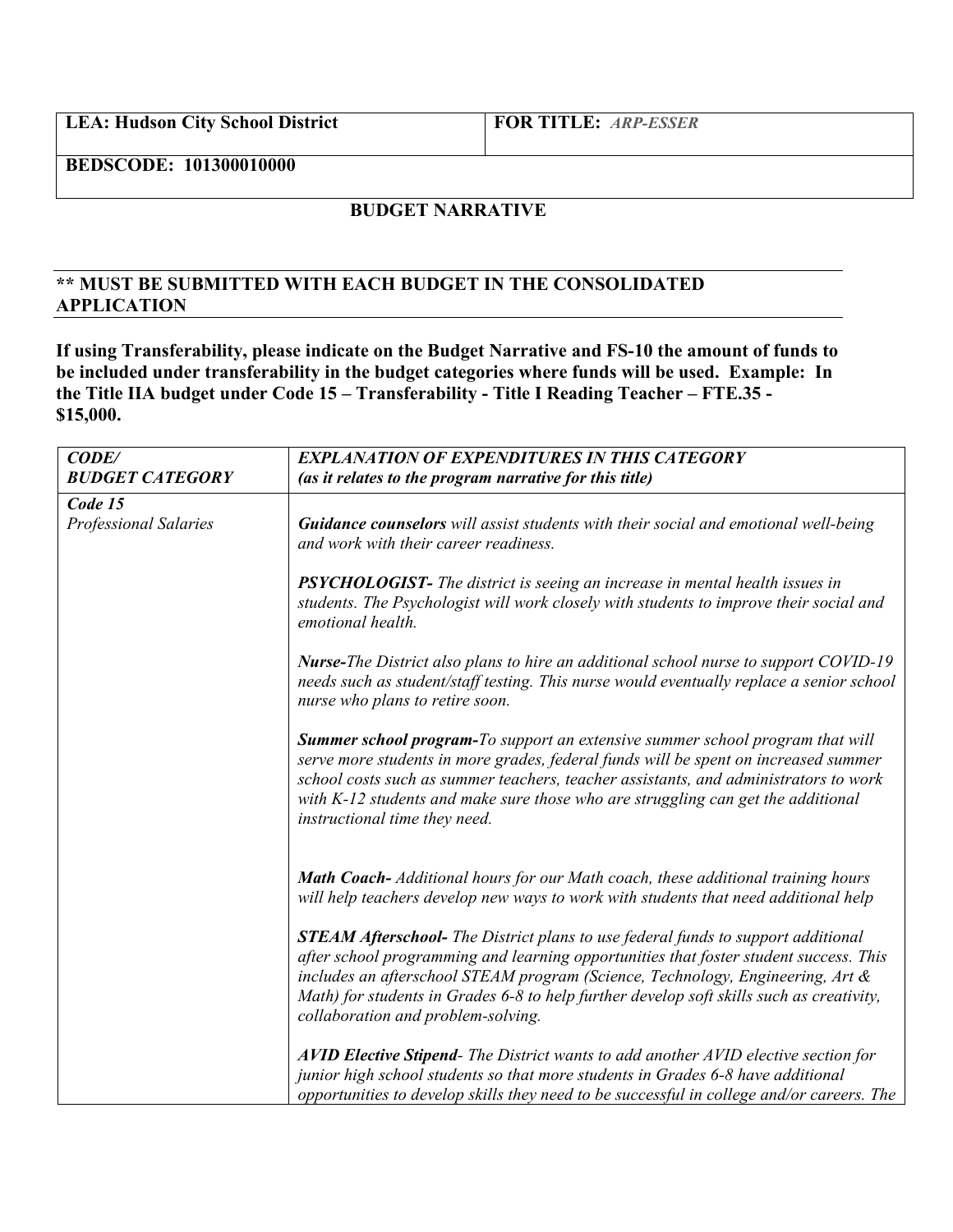| **LEA: Hudson City School District** | **FOR TITLE:** ***ARP-ESSER*** |
|---|---|
| **BEDSCODE: 101300010000** | |

**BUDGET NARRATIVE**

**\*\* MUST BE SUBMITTED WITH EACH BUDGET IN THE CONSOLIDATED APPLICATION**

**If using Transferability, please indicate on the Budget Narrative and FS-10 the amount of funds to be included under transferability in the budget categories where funds will be used. Example: In the Title IIA budget under Code 15 – Transferability - Title I Reading Teacher – FTE.35 - $15,000.**

| ***CODE/ BUDGET CATEGORY*** | ***EXPLANATION OF EXPENDITURES IN THIS CATEGORY (as it relates to the program narrative for this title)*** |
|---|---|
| ***Code 15*** *Professional Salaries* | ***Guidance counselors*** *will assist students with their social and emotional well-being and work with their career readiness.*<br><br>***PSYCHOLOGIST-*** *The district is seeing an increase in mental health issues in students. The Psychologist will work closely with students to improve their social and emotional health.*<br><br>***Nurse-****The District also plans to hire an additional school nurse to support COVID-19 needs such as student/staff testing. This nurse would eventually replace a senior school nurse who plans to retire soon.*<br><br>***Summer school program-****To support an extensive summer school program that will serve more students in more grades, federal funds will be spent on increased summer school costs such as summer teachers, teacher assistants, and administrators to work with K-12 students and make sure those who are struggling can get the additional instructional time they need.*<br><br>***Math Coach-*** *Additional hours for our Math coach, these additional training hours will help teachers develop new ways to work with students that need additional help*<br><br>***STEAM Afterschool-*** *The District plans to use federal funds to support additional after school programming and learning opportunities that foster student success. This includes an afterschool STEAM program (Science, Technology, Engineering, Art & Math) for students in Grades 6-8 to help further develop soft skills such as creativity, collaboration and problem-solving.*<br><br>***AVID Elective Stipend****- The District wants to add another AVID elective section for junior high school students so that more students in Grades 6-8 have additional opportunities to develop skills they need to be successful in college and/or careers. The* |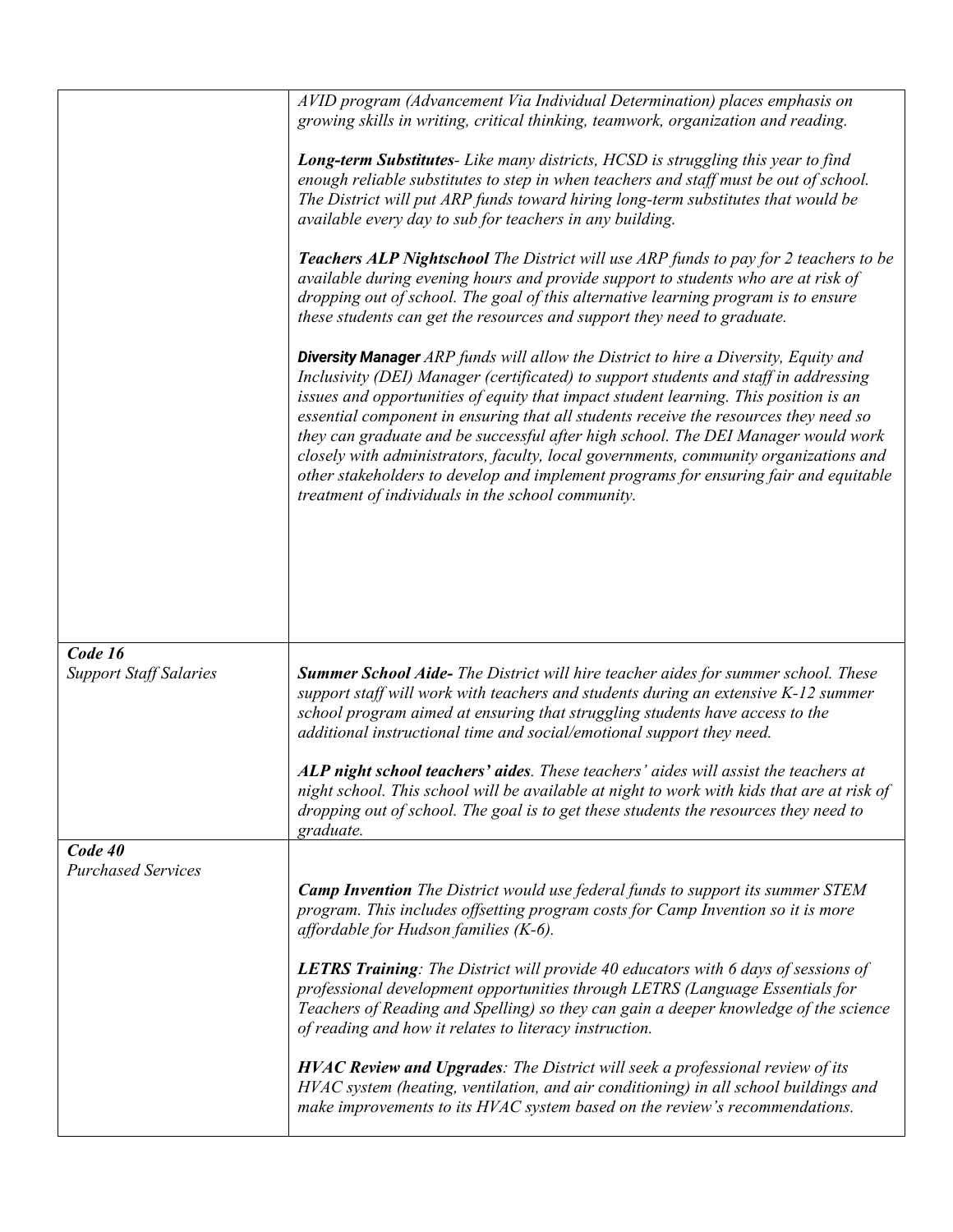| | |
|---|---|
| | *AVID program (Advancement Via Individual Determination) places emphasis on growing skills in writing, critical thinking, teamwork, organization and reading.*<br><br>***Long-term Substitutes****- Like many districts, HCSD is struggling this year to find enough reliable substitutes to step in when teachers and staff must be out of school. The District will put ARP funds toward hiring long-term substitutes that would be available every day to sub for teachers in any building.*<br><br>***Teachers ALP Nightschool*** *The District will use ARP funds to pay for 2 teachers to be available during evening hours and provide support to students who are at risk of dropping out of school. The goal of this alternative learning program is to ensure these students can get the resources and support they need to graduate.*<br><br>***Diversity Manager*** *ARP funds will allow the District to hire a Diversity, Equity and Inclusivity (DEI) Manager (certificated) to support students and staff in addressing issues and opportunities of equity that impact student learning. This position is an essential component in ensuring that all students receive the resources they need so they can graduate and be successful after high school. The DEI Manager would work closely with administrators, faculty, local governments, community organizations and other stakeholders to develop and implement programs for ensuring fair and equitable treatment of individuals in the school community.* |
| ***Code 16***<br>*Support Staff Salaries* | ***Summer School Aide-*** *The District will hire teacher aides for summer school. These support staff will work with teachers and students during an extensive K-12 summer school program aimed at ensuring that struggling students have access to the additional instructional time and social/emotional support they need.*<br><br>***ALP night school teachers' aides****. These teachers' aides will assist the teachers at night school. This school will be available at night to work with kids that are at risk of dropping out of school. The goal is to get these students the resources they need to graduate.* |
| ***Code 40***<br>*Purchased Services* | ***Camp Invention*** *The District would use federal funds to support its summer STEM program. This includes offsetting program costs for Camp Invention so it is more affordable for Hudson families (K-6).*<br><br>***LETRS Training****: The District will provide 40 educators with 6 days of sessions of professional development opportunities through LETRS (Language Essentials for Teachers of Reading and Spelling) so they can gain a deeper knowledge of the science of reading and how it relates to literacy instruction.*<br><br>***HVAC Review and Upgrades****: The District will seek a professional review of its HVAC system (heating, ventilation, and air conditioning) in all school buildings and make improvements to its HVAC system based on the review's recommendations.* |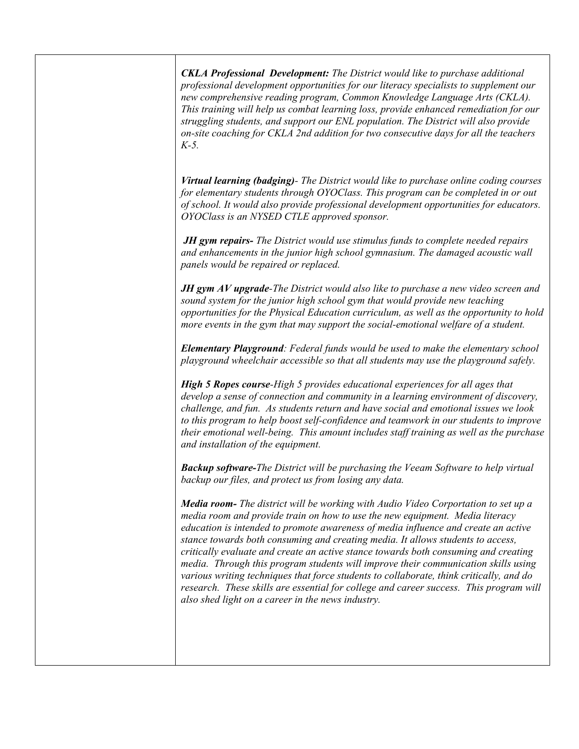| | |
|---|---|
| | ***CKLA Professional  Development:*** *The District would like to purchase additional professional development opportunities for our literacy specialists to supplement our new comprehensive reading program, Common Knowledge Language Arts (CKLA). This training will help us combat learning loss, provide enhanced remediation for our struggling students, and support our ENL population. The District will also provide on-site coaching for CKLA 2nd addition for two consecutive days for all the teachers K-5.*<br><br>***Virtual learning (badging)****- The District would like to purchase online coding courses for elementary students through OYOClass. This program can be completed in or out of school. It would also provide professional development opportunities for educators. OYOClass is an NYSED CTLE approved sponsor.*<br><br>***JH gym repairs-*** *The District would use stimulus funds to complete needed repairs and enhancements in the junior high school gymnasium. The damaged acoustic wall panels would be repaired or replaced.*<br><br>***JH gym AV upgrade****-The District would also like to purchase a new video screen and sound system for the junior high school gym that would provide new teaching opportunities for the Physical Education curriculum, as well as the opportunity to hold more events in the gym that may support the social-emotional welfare of a student.*<br><br>***Elementary Playground****: Federal funds would be used to make the elementary school playground wheelchair accessible so that all students may use the playground safely.*<br><br>***High 5 Ropes course****-High 5 provides educational experiences for all ages that develop a sense of connection and community in a learning environment of discovery, challenge, and fun.  As students return and have social and emotional issues we look to this program to help boost self-confidence and teamwork in our students to improve their emotional well-being.  This amount includes staff training as well as the purchase and installation of the equipment.*<br><br>***Backup software-****The District will be purchasing the Veeam Software to help virtual backup our files, and protect us from losing any data.*<br><br>***Media room-*** *The district will be working with Audio Video Corportation to set up a media room and provide train on how to use the new equipment.  Media literacy education is intended to promote awareness of media influence and create an active stance towards both consuming and creating media. It allows students to access, critically evaluate and create an active stance towards both consuming and creating media.  Through this program students will improve their communication skills using various writing techniques that force students to collaborate, think critically, and do research.  These skills are essential for college and career success.  This program will also shed light on a career in the news industry.* |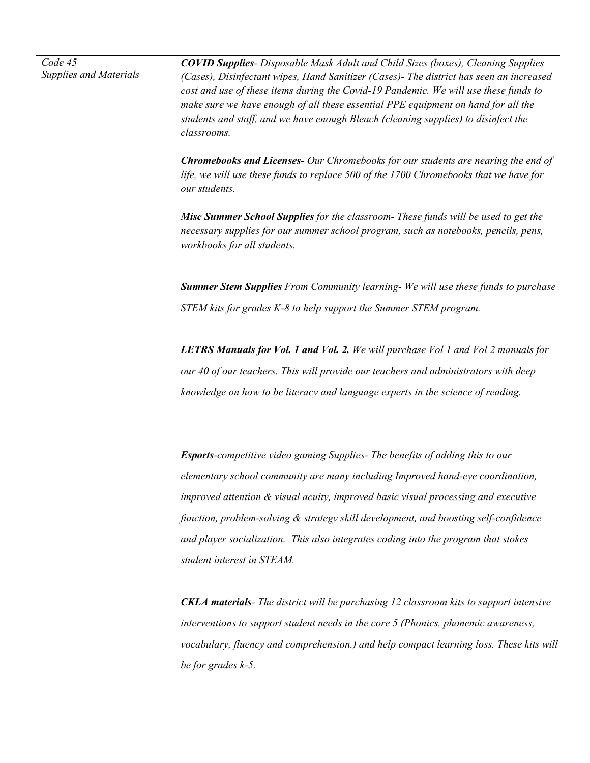| *Code 45* *Supplies and Materials* | ***COVID Supplies****- Disposable Mask Adult and Child Sizes (boxes), Cleaning Supplies (Cases), Disinfectant wipes, Hand Sanitizer (Cases)- The district has seen an increased cost and use of these items during the Covid-19 Pandemic. We will use these funds to make sure we have enough of all these essential PPE equipment on hand for all the students and staff, and we have enough Bleach (cleaning supplies) to disinfect the classrooms.*<br><br>***Chromebooks and Licenses****- Our Chromebooks for our students are nearing the end of life, we will use these funds to replace 500 of the 1700 Chromebooks that we have for our students.*<br><br>***Misc Summer School Supplies*** *for the classroom- These funds will be used to get the necessary supplies for our summer school program, such as notebooks, pencils, pens, workbooks for all students.*<br><br>***Summer Stem Supplies*** *From Community learning- We will use these funds to purchase STEM kits for grades K-8 to help support the Summer STEM program.*<br><br>***LETRS Manuals for Vol. 1 and Vol. 2.*** *We will purchase Vol 1 and Vol 2 manuals for our 40 of our teachers. This will provide our teachers and administrators with deep knowledge on how to be literacy and language experts in the science of reading.*<br><br>***Esports****-competitive video gaming Supplies- The benefits of adding this to our elementary school community are many including Improved hand-eye coordination, improved attention & visual acuity, improved basic visual processing and executive function, problem-solving & strategy skill development, and boosting self-confidence and player socialization. This also integrates coding into the program that stokes student interest in STEAM.*<br><br>***CKLA materials****- The district will be purchasing 12 classroom kits to support intensive interventions to support student needs in the core 5 (Phonics, phonemic awareness, vocabulary, fluency and comprehension.) and help compact learning loss. These kits will be for grades k-5.* |
|---|---|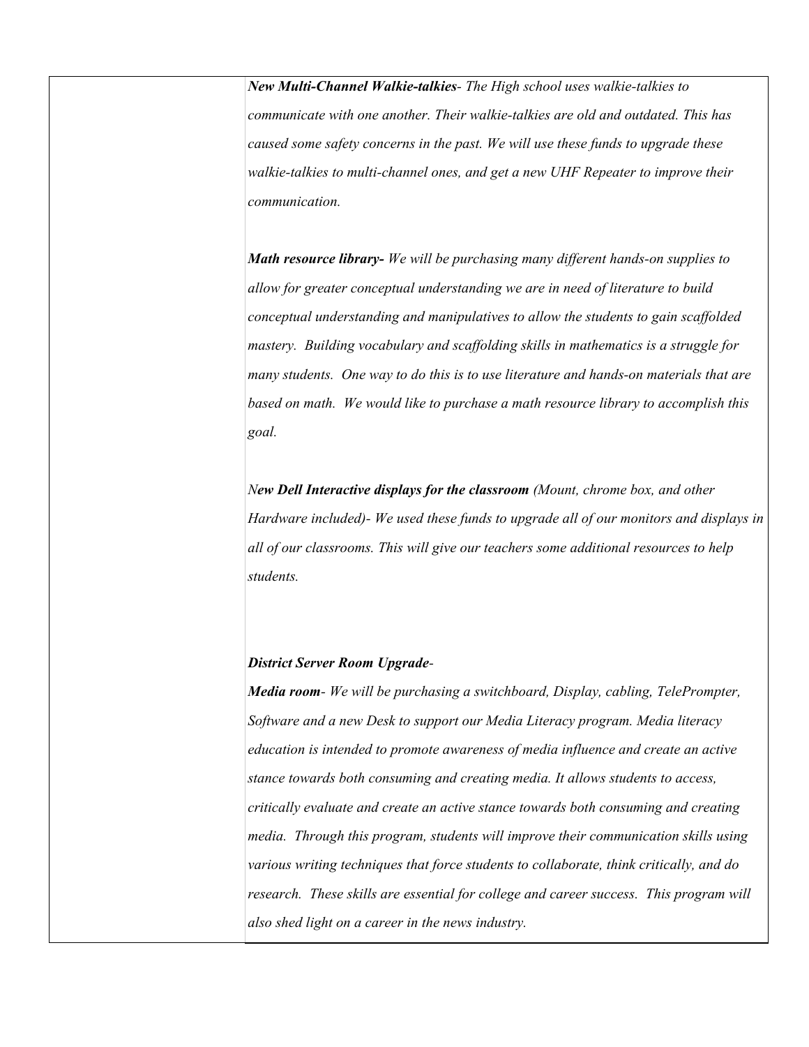| | |
|---|---|
| | ***New Multi-Channel Walkie-talkies****- The High school uses walkie-talkies to communicate with one another. Their walkie-talkies are old and outdated. This has caused some safety concerns in the past. We will use these funds to upgrade these walkie-talkies to multi-channel ones, and get a new UHF Repeater to improve their communication.*<br><br>***Math resource library-*** *We will be purchasing many different hands-on supplies to allow for greater conceptual understanding we are in need of literature to build conceptual understanding and manipulatives to allow the students to gain scaffolded mastery. Building vocabulary and scaffolding skills in mathematics is a struggle for many students. One way to do this is to use literature and hands-on materials that are based on math. We would like to purchase a math resource library to accomplish this goal.*<br><br>*N**ew Dell Interactive displays for the classroom** (Mount, chrome box, and other Hardware included)- We used these funds to upgrade all of our monitors and displays in all of our classrooms. This will give our teachers some additional resources to help students.*<br><br>***District Server Room Upgrade****-*<br>***Media room****- We will be purchasing a switchboard, Display, cabling, TelePrompter, Software and a new Desk to support our Media Literacy program. Media literacy education is intended to promote awareness of media influence and create an active stance towards both consuming and creating media. It allows students to access, critically evaluate and create an active stance towards both consuming and creating media. Through this program, students will improve their communication skills using various writing techniques that force students to collaborate, think critically, and do research. These skills are essential for college and career success. This program will also shed light on a career in the news industry.* |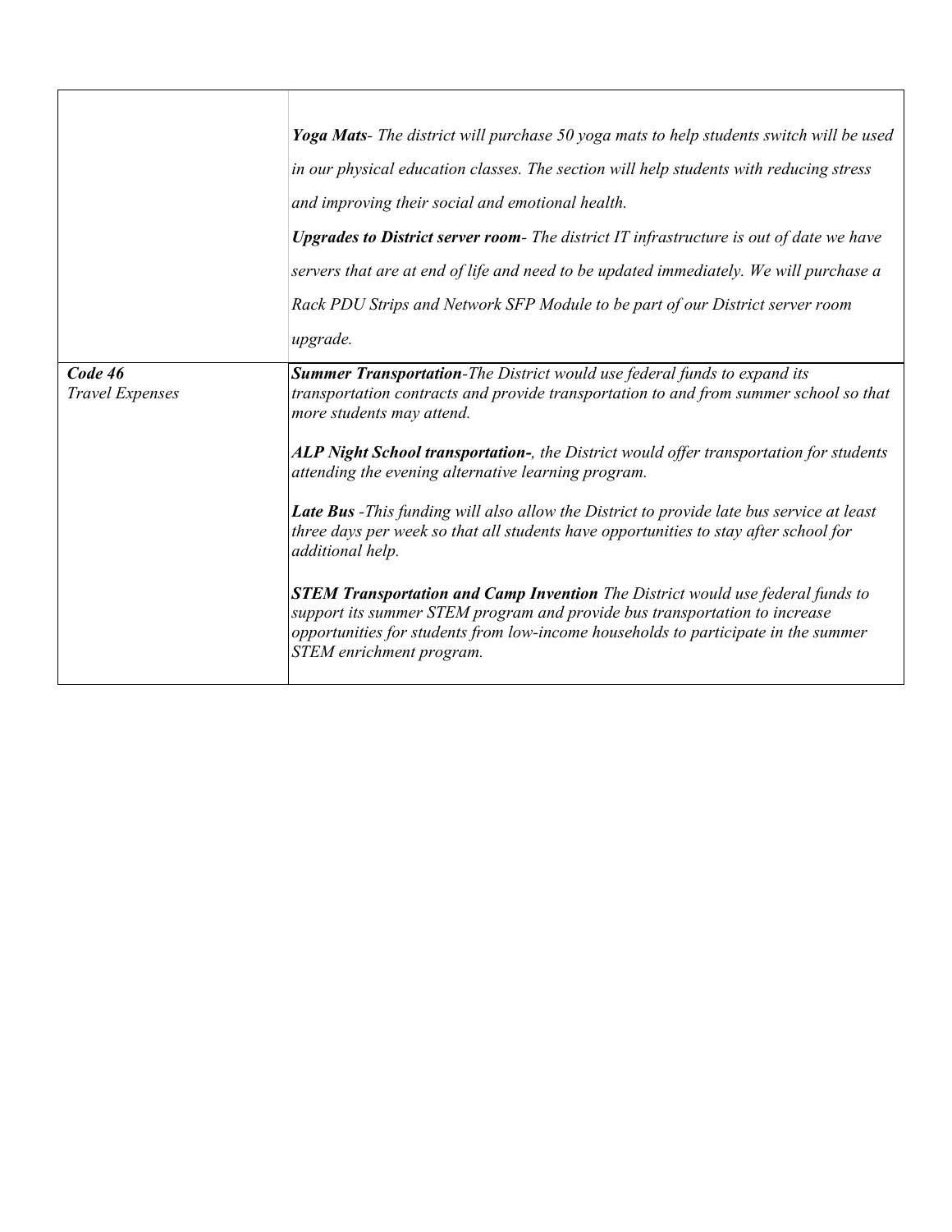| | |
|---|---|
| | ***Yoga Mats****- The district will purchase 50 yoga mats to help students switch will be used in our physical education classes. The section will help students with reducing stress and improving their social and emotional health.*<br>***Upgrades to District server room****- The district IT infrastructure is out of date we have servers that are at end of life and need to be updated immediately. We will purchase a Rack PDU Strips and Network SFP Module to be part of our District server room upgrade.* |
| ***Code 46***<br>*Travel Expenses* | ***Summer Transportation****-The District would use federal funds to expand its transportation contracts and provide transportation to and from summer school so that more students may attend.*<br><br>***ALP Night School transportation-****, the District would offer transportation for students attending the evening alternative learning program.*<br><br>***Late Bus*** *-This funding will also allow the District to provide late bus service at least three days per week so that all students have opportunities to stay after school for additional help.*<br><br>***STEM Transportation and Camp Invention*** *The District would use federal funds to support its summer STEM program and provide bus transportation to increase opportunities for students from low-income households to participate in the summer STEM enrichment program.* |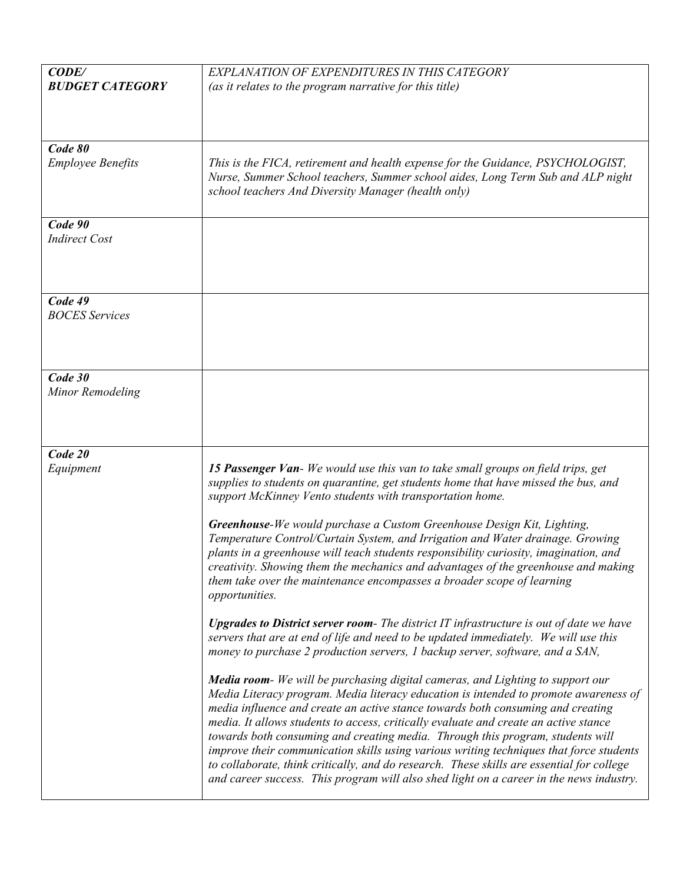| ***CODE/ BUDGET CATEGORY*** | *EXPLANATION OF EXPENDITURES IN THIS CATEGORY (as it relates to the program narrative for this title)* |
|---|---|
| ***Code 80*** *Employee Benefits* | *This is the FICA, retirement and health expense for the Guidance, PSYCHOLOGIST, Nurse, Summer School teachers, Summer school aides, Long Term Sub and ALP night school teachers And Diversity Manager (health only)* |
| ***Code 90*** *Indirect Cost* | |
| ***Code 49*** *BOCES Services* | |
| ***Code 30*** *Minor Remodeling* | |
| ***Code 20*** *Equipment* | ***15 Passenger Van****- We would use this van to take small groups on field trips, get supplies to students on quarantine, get students home that have missed the bus, and support McKinney Vento students with transportation home.*<br><br>***Greenhouse****-We would purchase a Custom Greenhouse Design Kit, Lighting, Temperature Control/Curtain System, and Irrigation and Water drainage. Growing plants in a greenhouse will teach students responsibility curiosity, imagination, and creativity. Showing them the mechanics and advantages of the greenhouse and making them take over the maintenance encompasses a broader scope of learning opportunities.*<br><br>***Upgrades to District server room****- The district IT infrastructure is out of date we have servers that are at end of life and need to be updated immediately. We will use this money to purchase 2 production servers, 1 backup server, software, and a SAN,*<br><br>***Media room****- We will be purchasing digital cameras, and Lighting to support our Media Literacy program. Media literacy education is intended to promote awareness of media influence and create an active stance towards both consuming and creating media. It allows students to access, critically evaluate and create an active stance towards both consuming and creating media. Through this program, students will improve their communication skills using various writing techniques that force students to collaborate, think critically, and do research. These skills are essential for college and career success. This program will also shed light on a career in the news industry.* |